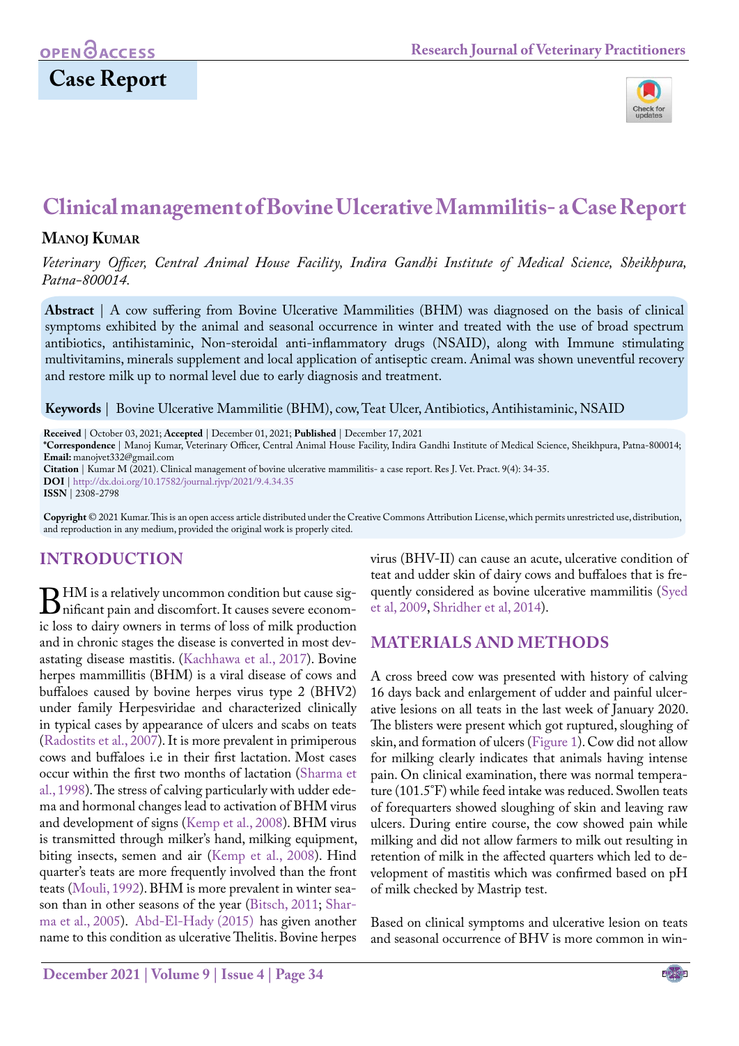OPEN ACCESS

# Case Report

# Clinical management of Bovine Ulcerative Mammilitis- a Case Report

**Manoj Kumar**

*Veterinary Officer, Central Animal House Facility, Indira Gandhi Institute of Medical Science, Sheikhpura, Patna-800014.*

**Abstract** | A cow suffering from Bovine Ulcerative Mammilities (BHM) was diagnosed on the basis of clinical symptoms exhibited by the animal and seasonal occurrence in winter and treated with the use of broad spectrum antibiotics, antihistaminic, Non-steroidal anti-inflammatory drugs (NSAID), along with Immune stimulating multivitamins, minerals supplement and local application of antiseptic cream. Animal was shown uneventful recovery and restore milk up to normal level due to early diagnosis and treatment.

**Keywords** | Bovine Ulcerative Mammilitie (BHM), cow, Teat Ulcer, Antibiotics, Antihistaminic, NSAID

**Received** | October 03, 2021; **Accepted** | December 01, 2021; **Published** | December 17, 2021
**\*Correspondence** | Manoj Kumar, Veterinary Officer, Central Animal House Facility, Indira Gandhi Institute of Medical Science, Sheikhpura, Patna-800014;
**Email:** manojvet332@gmail.com
**Citation** | Kumar M (2021). Clinical management of bovine ulcerative mammilitis- a case report. Res J. Vet. Pract. 9(4): 34-35.
**DOI** | http://dx.doi.org/10.17582/journal.rjvp/2021/9.4.34.35
**ISSN** | 2308-2798

**Copyright** © 2021 Kumar. This is an open access article distributed under the Creative Commons Attribution License, which permits unrestricted use, distribution, and reproduction in any medium, provided the original work is properly cited.

## INTRODUCTION

BHM is a relatively uncommon condition but cause significant pain and discomfort. It causes severe economic loss to dairy owners in terms of loss of milk production and in chronic stages the disease is converted in most devastating disease mastitis. (Kachhawa et al., 2017). Bovine herpes mammillitis (BHM) is a viral disease of cows and buffaloes caused by bovine herpes virus type 2 (BHV2) under family Herpesviridae and characterized clinically in typical cases by appearance of ulcers and scabs on teats (Radostits et al., 2007). It is more prevalent in primiperous cows and buffaloes i.e in their first lactation. Most cases occur within the first two months of lactation (Sharma et al., 1998). The stress of calving particularly with udder edema and hormonal changes lead to activation of BHM virus and development of signs (Kemp et al., 2008). BHM virus is transmitted through milker's hand, milking equipment, biting insects, semen and air (Kemp et al., 2008). Hind quarter's teats are more frequently involved than the front teats (Mouli, 1992). BHM is more prevalent in winter season than in other seasons of the year (Bitsch, 2011; Sharma et al., 2005). Abd-El-Hady (2015) has given another name to this condition as ulcerative Thelitis. Bovine herpes virus (BHV-II) can cause an acute, ulcerative condition of teat and udder skin of dairy cows and buffaloes that is frequently considered as bovine ulcerative mammilitis (Syed et al, 2009, Shridher et al, 2014).

## MATERIALS AND METHODS

A cross breed cow was presented with history of calving 16 days back and enlargement of udder and painful ulcerative lesions on all teats in the last week of January 2020. The blisters were present which got ruptured, sloughing of skin, and formation of ulcers (Figure 1). Cow did not allow for milking clearly indicates that animals having intense pain. On clinical examination, there was normal temperature (101.5°F) while feed intake was reduced. Swollen teats of forequarters showed sloughing of skin and leaving raw ulcers. During entire course, the cow showed pain while milking and did not allow farmers to milk out resulting in retention of milk in the affected quarters which led to development of mastitis which was confirmed based on pH of milk checked by Mastrip test.

Based on clinical symptoms and ulcerative lesion on teats and seasonal occurrence of BHV is more common in win-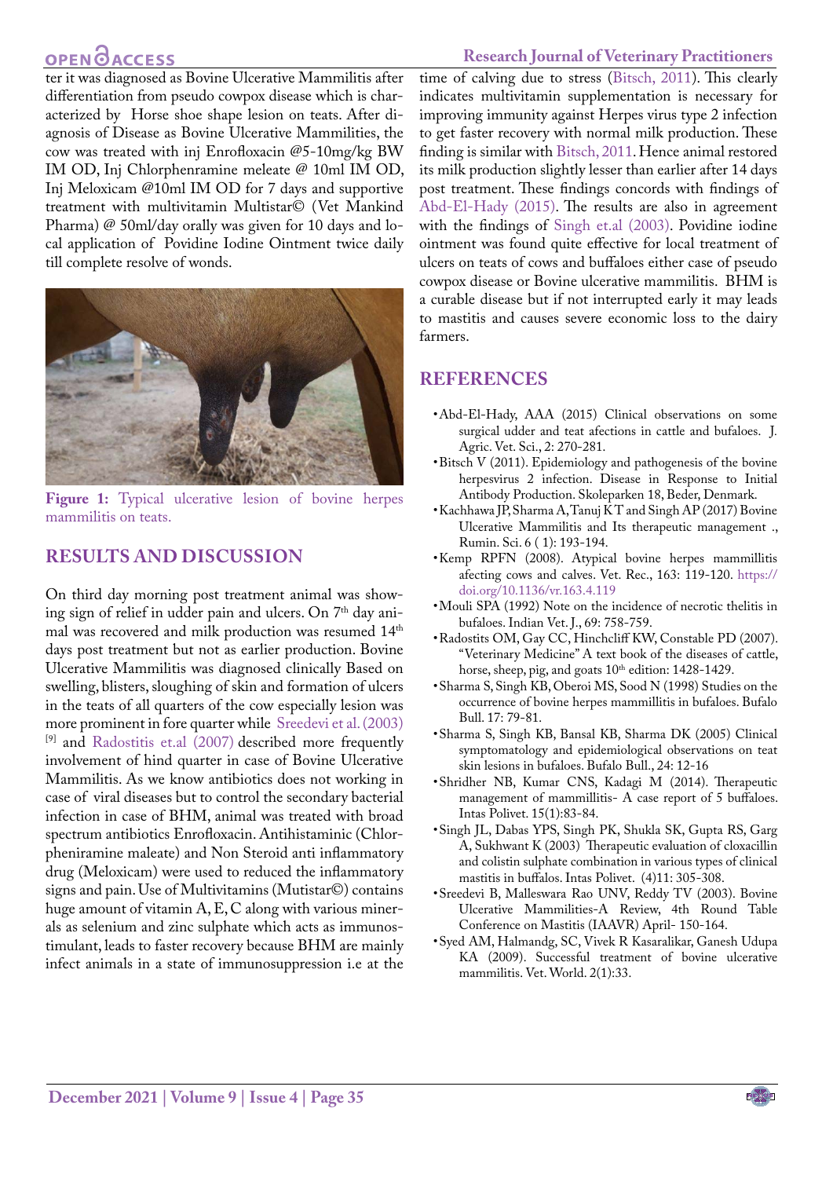ter it was diagnosed as Bovine Ulcerative Mammilitis after differentiation from pseudo cowpox disease which is characterized by Horse shoe shape lesion on teats. After diagnosis of Disease as Bovine Ulcerative Mammilities, the cow was treated with inj Enrofloxacin @5-10mg/kg BW IM OD, Inj Chlorphenramine meleate @ 10ml IM OD, Inj Meloxicam @10ml IM OD for 7 days and supportive treatment with multivitamin Multistar© (Vet Mankind Pharma) @ 50ml/day orally was given for 10 days and local application of Povidine Iodine Ointment twice daily till complete resolve of wonds.

**Figure 1:** Typical ulcerative lesion of bovine herpes mammilitis on teats.

## RESULTS AND DISCUSSION

On third day morning post treatment animal was showing sign of relief in udder pain and ulcers. On 7th day animal was recovered and milk production was resumed 14th days post treatment but not as earlier production. Bovine Ulcerative Mammilitis was diagnosed clinically Based on swelling, blisters, sloughing of skin and formation of ulcers in the teats of all quarters of the cow especially lesion was more prominent in fore quarter while Sreedevi et al. (2003) [9] and Radostitis et.al (2007) described more frequently involvement of hind quarter in case of Bovine Ulcerative Mammilitis. As we know antibiotics does not working in case of viral diseases but to control the secondary bacterial infection in case of BHM, animal was treated with broad spectrum antibiotics Enrofloxacin. Antihistaminic (Chlorpheniramine maleate) and Non Steroid anti inflammatory drug (Meloxicam) were used to reduced the inflammatory signs and pain. Use of Multivitamins (Mutistar©) contains huge amount of vitamin A, E, C along with various minerals as selenium and zinc sulphate which acts as immunostimulant, leads to faster recovery because BHM are mainly infect animals in a state of immunosuppression i.e at the time of calving due to stress (Bitsch, 2011). This clearly indicates multivitamin supplementation is necessary for improving immunity against Herpes virus type 2 infection to get faster recovery with normal milk production. These finding is similar with Bitsch, 2011. Hence animal restored its milk production slightly lesser than earlier after 14 days post treatment. These findings concords with findings of Abd-El-Hady (2015). The results are also in agreement with the findings of Singh et.al (2003). Povidine iodine ointment was found quite effective for local treatment of ulcers on teats of cows and buffaloes either case of pseudo cowpox disease or Bovine ulcerative mammilitis. BHM is a curable disease but if not interrupted early it may leads to mastitis and causes severe economic loss to the dairy farmers.

## REFERENCES

- Abd-El-Hady, AAA (2015) Clinical observations on some surgical udder and teat afections in cattle and bufaloes. J. Agric. Vet. Sci., 2: 270-281.
- Bitsch V (2011). Epidemiology and pathogenesis of the bovine herpesvirus 2 infection. Disease in Response to Initial Antibody Production. Skoleparken 18, Beder, Denmark.
- Kachhawa JP, Sharma A, Tanuj KT and Singh AP (2017) Bovine Ulcerative Mammilitis and Its therapeutic management ., Rumin. Sci. 6 ( 1): 193-194.
- Kemp RPFN (2008). Atypical bovine herpes mammillitis affecting cows and calves. Vet. Rec., 163: 119-120. https://doi.org/10.1136/vr.163.4.119
- Mouli SPA (1992) Note on the incidence of necrotic thelitis in bufaloes. Indian Vet. J., 69: 758-759.
- Radostits OM, Gay CC, Hinchcliff KW, Constable PD (2007). "Veterinary Medicine" A text book of the diseases of cattle, horse, sheep, pig, and goats 10th edition: 1428-1429.
- Sharma S, Singh KB, Oberoi MS, Sood N (1998) Studies on the occurrence of bovine herpes mammillitis in bufaloes. Bufalo Bull. 17: 79-81.
- Sharma S, Singh KB, Bansal KB, Sharma DK (2005) Clinical symptomatology and epidemiological observations on teat skin lesions in bufaloes. Bufalo Bull., 24: 12-16
- Shridher NB, Kumar CNS, Kadagi M (2014). Therapeutic management of mammillitis- A case report of 5 buffaloes. Intas Polivet. 15(1):83-84.
- Singh JL, Dabas YPS, Singh PK, Shukla SK, Gupta RS, Garg A, Sukhwant K (2003) Therapeutic evaluation of cloxacillin and colistin sulphate combination in various types of clinical mastitis in buffalos. Intas Polivet. (4)11: 305-308.
- Sreedevi B, Malleswara Rao UNV, Reddy TV (2003). Bovine Ulcerative Mammilities-A Review, 4th Round Table Conference on Mastitis (IAAVR) April- 150-164.
- Syed AM, Halmandg, SC, Vivek R Kasaralikar, Ganesh Udupa KA (2009). Successful treatment of bovine ulcerative mammilitis. Vet. World. 2(1):33.